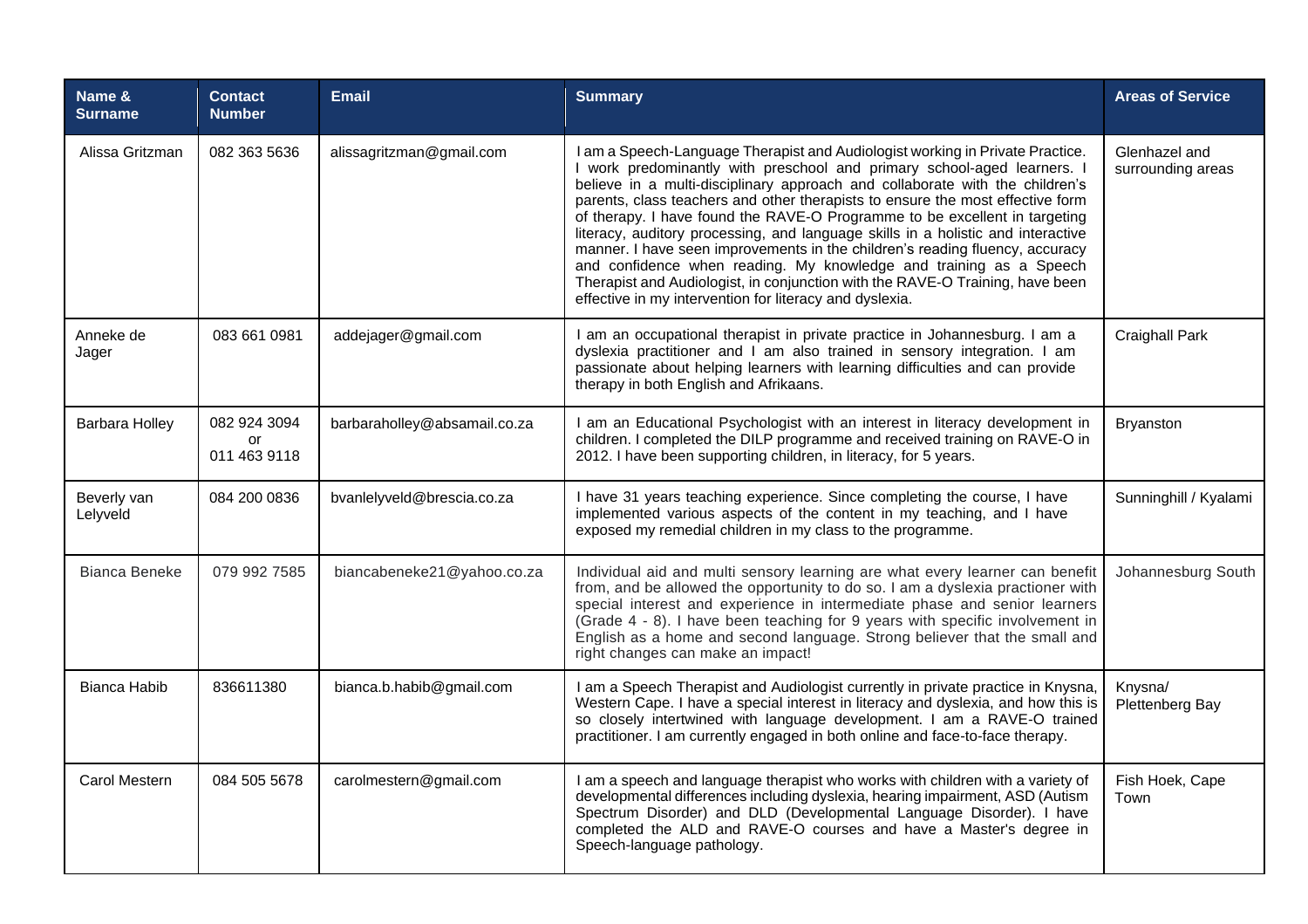| Name & Surname | Contact Number | Email | Summary | Areas of Service |
|---|---|---|---|---|
| Alissa Gritzman | 082 363 5636 | alissagritzman@gmail.com | I am a Speech-Language Therapist and Audiologist working in Private Practice. I work predominantly with preschool and primary school-aged learners. I believe in a multi-disciplinary approach and collaborate with the children's parents, class teachers and other therapists to ensure the most effective form of therapy. I have found the RAVE-O Programme to be excellent in targeting literacy, auditory processing, and language skills in a holistic and interactive manner. I have seen improvements in the children's reading fluency, accuracy and confidence when reading. My knowledge and training as a Speech Therapist and Audiologist, in conjunction with the RAVE-O Training, have been effective in my intervention for literacy and dyslexia. | Glenhazel and surrounding areas |
| Anneke de Jager | 083 661 0981 | addejager@gmail.com | I am an occupational therapist in private practice in Johannesburg. I am a dyslexia practitioner and I am also trained in sensory integration. I am passionate about helping learners with learning difficulties and can provide therapy in both English and Afrikaans. | Craighall Park |
| Barbara Holley | 082 924 3094 or 011 463 9118 | barbaraholley@absamail.co.za | I am an Educational Psychologist with an interest in literacy development in children. I completed the DILP programme and received training on RAVE-O in 2012. I have been supporting children, in literacy, for 5 years. | Bryanston |
| Beverly van Lelyveld | 084 200 0836 | bvanlelyveld@brescia.co.za | I have 31 years teaching experience. Since completing the course, I have implemented various aspects of the content in my teaching, and I have exposed my remedial children in my class to the programme. | Sunninghill / Kyalami |
| Bianca Beneke | 079 992 7585 | biancabeneke21@yahoo.co.za | Individual aid and multi sensory learning are what every learner can benefit from, and be allowed the opportunity to do so. I am a dyslexia practioner with special interest and experience in intermediate phase and senior learners (Grade 4 - 8). I have been teaching for 9 years with specific involvement in English as a home and second language. Strong believer that the small and right changes can make an impact! | Johannesburg South |
| Bianca Habib | 836611380 | bianca.b.habib@gmail.com | I am a Speech Therapist and Audiologist currently in private practice in Knysna, Western Cape. I have a special interest in literacy and dyslexia, and how this is so closely intertwined with language development. I am a RAVE-O trained practitioner. I am currently engaged in both online and face-to-face therapy. | Knysna/ Plettenberg Bay |
| Carol Mestern | 084 505 5678 | carolmestern@gmail.com | I am a speech and language therapist who works with children with a variety of developmental differences including dyslexia, hearing impairment, ASD (Autism Spectrum Disorder) and DLD (Developmental Language Disorder). I have completed the ALD and RAVE-O courses and have a Master's degree in Speech-language pathology. | Fish Hoek, Cape Town |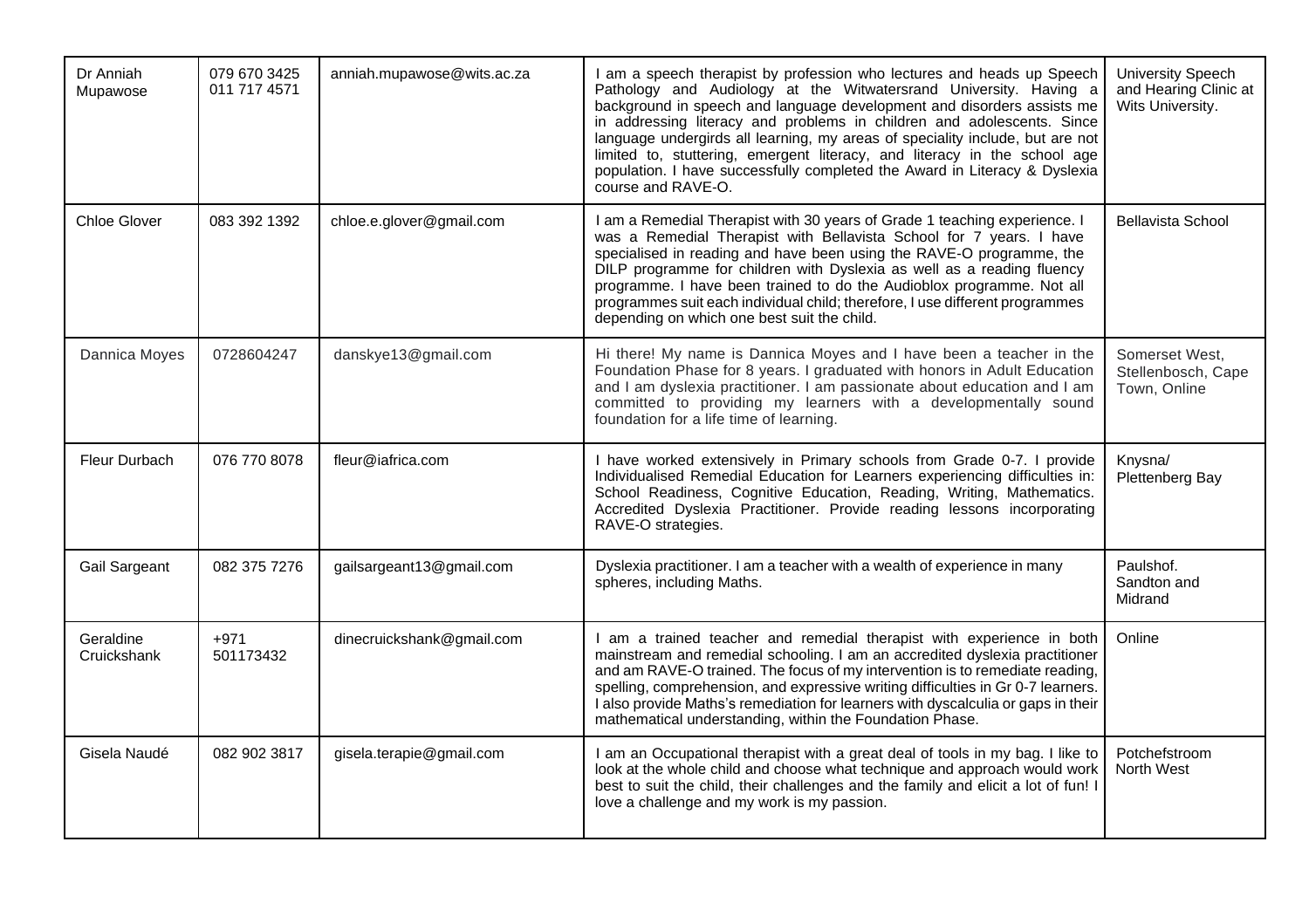| | | | | |
|---|---|---|---|---|
| Dr Anniah Mupawose | 079 670 3425<br>011 717 4571 | anniah.mupawose@wits.ac.za | I am a speech therapist by profession who lectures and heads up Speech Pathology and Audiology at the Witwatersrand University. Having a background in speech and language development and disorders assists me in addressing literacy and problems in children and adolescents. Since language undergirds all learning, my areas of speciality include, but are not limited to, stuttering, emergent literacy, and literacy in the school age population. I have successfully completed the Award in Literacy & Dyslexia course and RAVE-O. | University Speech and Hearing Clinic at Wits University. |
| Chloe Glover | 083 392 1392 | chloe.e.glover@gmail.com | I am a Remedial Therapist with 30 years of Grade 1 teaching experience. I was a Remedial Therapist with Bellavista School for 7 years. I have specialised in reading and have been using the RAVE-O programme, the DILP programme for children with Dyslexia as well as a reading fluency programme. I have been trained to do the Audioblox programme. Not all programmes suit each individual child; therefore, I use different programmes depending on which one best suit the child. | Bellavista School |
| Dannica Moyes | 0728604247 | danskye13@gmail.com | Hi there! My name is Dannica Moyes and I have been a teacher in the Foundation Phase for 8 years. I graduated with honors in Adult Education and I am dyslexia practitioner. I am passionate about education and I am committed to providing my learners with a developmentally sound foundation for a life time of learning. | Somerset West, Stellenbosch, Cape Town, Online |
| Fleur Durbach | 076 770 8078 | fleur@iafrica.com | I have worked extensively in Primary schools from Grade 0-7. I provide Individualised Remedial Education for Learners experiencing difficulties in: School Readiness, Cognitive Education, Reading, Writing, Mathematics. Accredited Dyslexia Practitioner. Provide reading lessons incorporating RAVE-O strategies. | Knysna/ Plettenberg Bay |
| Gail Sargeant | 082 375 7276 | gailsargeant13@gmail.com | Dyslexia practitioner. I am a teacher with a wealth of experience in many spheres, including Maths. | Paulshof. Sandton and Midrand |
| Geraldine Cruickshank | +971 501173432 | dinecruickshank@gmail.com | I am a trained teacher and remedial therapist with experience in both mainstream and remedial schooling. I am an accredited dyslexia practitioner and am RAVE-O trained. The focus of my intervention is to remediate reading, spelling, comprehension, and expressive writing difficulties in Gr 0-7 learners. I also provide Maths's remediation for learners with dyscalculia or gaps in their mathematical understanding, within the Foundation Phase. | Online |
| Gisela Naudé | 082 902 3817 | gisela.terapie@gmail.com | I am an Occupational therapist with a great deal of tools in my bag. I like to look at the whole child and choose what technique and approach would work best to suit the child, their challenges and the family and elicit a lot of fun! I love a challenge and my work is my passion. | Potchefstroom North West |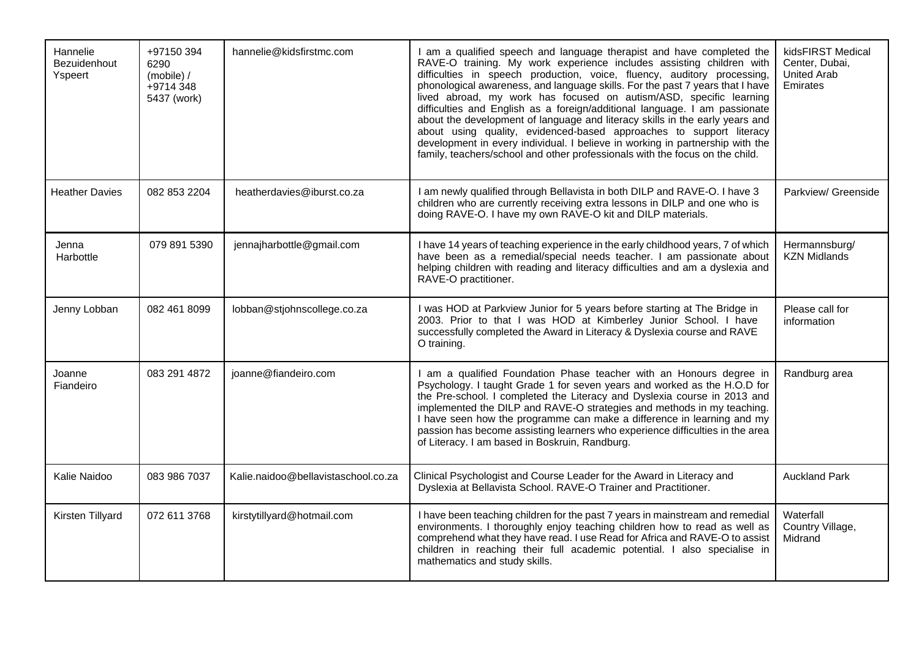| | | | | |
|---|---|---|---|---|
| Hannelie Bezuidenhout Ypseert | +97150 394 6290 (mobile) / +9714 348 5437 (work) | hannelie@kidsfirstmc.com | I am a qualified speech and language therapist and have completed the RAVE-O training. My work experience includes assisting children with difficulties in speech production, voice, fluency, auditory processing, phonological awareness, and language skills. For the past 7 years that I have lived abroad, my work has focused on autism/ASD, specific learning difficulties and English as a foreign/additional language. I am passionate about the development of language and literacy skills in the early years and about using quality, evidenced-based approaches to support literacy development in every individual. I believe in working in partnership with the family, teachers/school and other professionals with the focus on the child. | kidsFIRST Medical Center, Dubai, United Arab Emirates |
| Heather Davies | 082 853 2204 | heatherdavies@iburst.co.za | I am newly qualified through Bellavista in both DILP and RAVE-O. I have 3 children who are currently receiving extra lessons in DILP and one who is doing RAVE-O. I have my own RAVE-O kit and DILP materials. | Parkview/ Greenside |
| Jenna Harbottle | 079 891 5390 | jennajharbottle@gmail.com | I have 14 years of teaching experience in the early childhood years, 7 of which have been as a remedial/special needs teacher. I am passionate about helping children with reading and literacy difficulties and am a dyslexia and RAVE-O practitioner. | Hermannsburg/ KZN Midlands |
| Jenny Lobban | 082 461 8099 | lobban@stjohnscollege.co.za | I was HOD at Parkview Junior for 5 years before starting at The Bridge in 2003. Prior to that I was HOD at Kimberley Junior School. I have successfully completed the Award in Literacy & Dyslexia course and RAVE O training. | Please call for information |
| Joanne Fiandeiro | 083 291 4872 | joanne@fiandeiro.com | I am a qualified Foundation Phase teacher with an Honours degree in Psychology. I taught Grade 1 for seven years and worked as the H.O.D for the Pre-school. I completed the Literacy and Dyslexia course in 2013 and implemented the DILP and RAVE-O strategies and methods in my teaching. I have seen how the programme can make a difference in learning and my passion has become assisting learners who experience difficulties in the area of Literacy. I am based in Boskruin, Randburg. | Randburg area |
| Kalie Naidoo | 083 986 7037 | Kalie.naidoo@bellavistaschool.co.za | Clinical Psychologist and Course Leader for the Award in Literacy and Dyslexia at Bellavista School. RAVE-O Trainer and Practitioner. | Auckland Park |
| Kirsten Tillyard | 072 611 3768 | kirstytillyard@hotmail.com | I have been teaching children for the past 7 years in mainstream and remedial environments. I thoroughly enjoy teaching children how to read as well as comprehend what they have read. I use Read for Africa and RAVE-O to assist children in reaching their full academic potential. I also specialise in mathematics and study skills. | Waterfall Country Village, Midrand |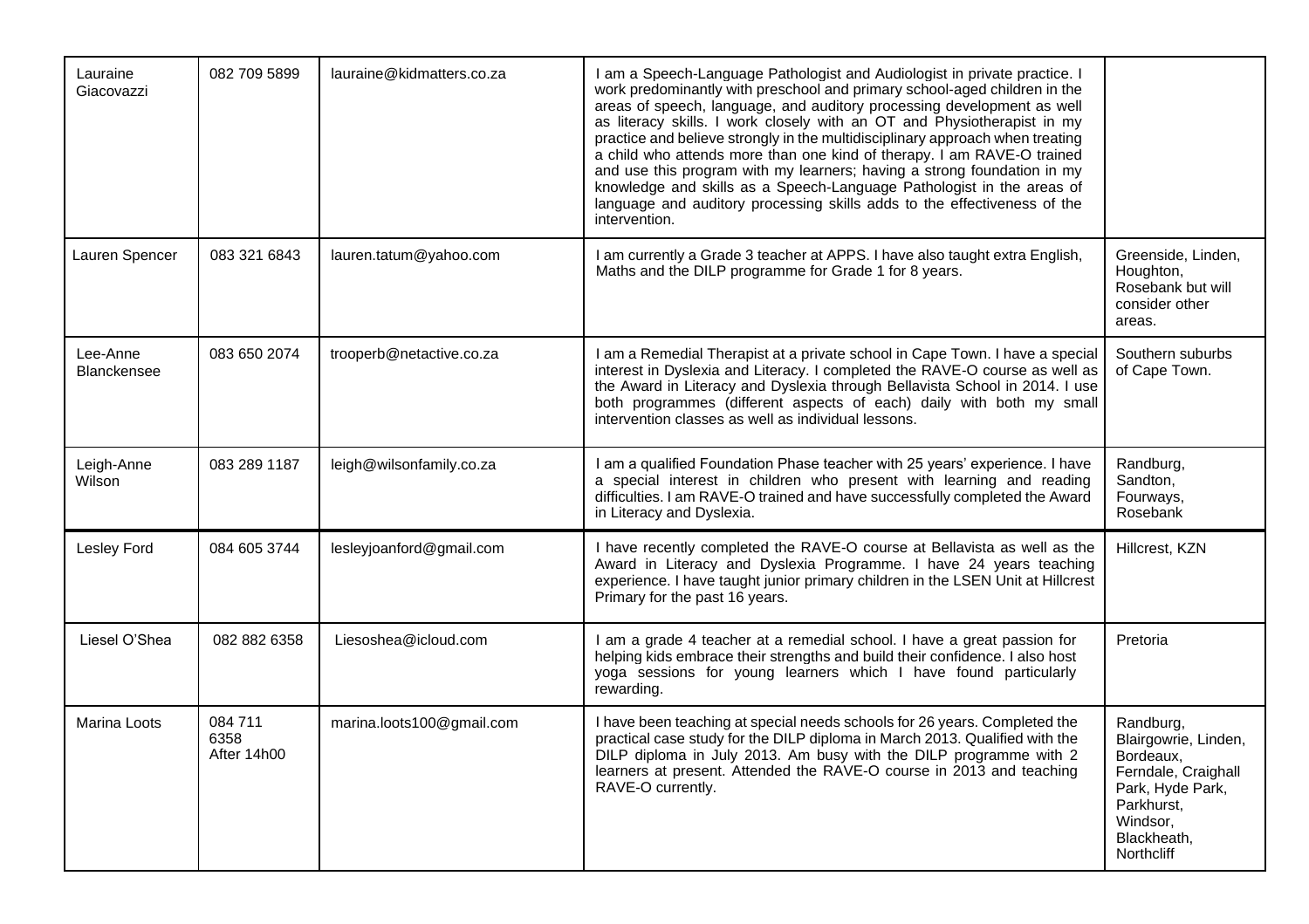| Lauraine Giacovazzi | 082 709 5899 | lauraine@kidmatters.co.za | I am a Speech-Language Pathologist and Audiologist in private practice. I work predominantly with preschool and primary school-aged children in the areas of speech, language, and auditory processing development as well as literacy skills. I work closely with an OT and Physiotherapist in my practice and believe strongly in the multidisciplinary approach when treating a child who attends more than one kind of therapy. I am RAVE-O trained and use this program with my learners; having a strong foundation in my knowledge and skills as a Speech-Language Pathologist in the areas of language and auditory processing skills adds to the effectiveness of the intervention. | |
|---|---|---|---|---|
| Lauren Spencer | 083 321 6843 | lauren.tatum@yahoo.com | I am currently a Grade 3 teacher at APPS. I have also taught extra English, Maths and the DILP programme for Grade 1 for 8 years. | Greenside, Linden, Houghton, Rosebank but will consider other areas. |
| Lee-Anne Blanckensee | 083 650 2074 | trooperb@netactive.co.za | I am a Remedial Therapist at a private school in Cape Town. I have a special interest in Dyslexia and Literacy. I completed the RAVE-O course as well as the Award in Literacy and Dyslexia through Bellavista School in 2014. I use both programmes (different aspects of each) daily with both my small intervention classes as well as individual lessons. | Southern suburbs of Cape Town. |
| Leigh-Anne Wilson | 083 289 1187 | leigh@wilsonfamily.co.za | I am a qualified Foundation Phase teacher with 25 years' experience. I have a special interest in children who present with learning and reading difficulties. I am RAVE-O trained and have successfully completed the Award in Literacy and Dyslexia. | Randburg, Sandton, Fourways, Rosebank |
| Lesley Ford | 084 605 3744 | lesleyjoanford@gmail.com | I have recently completed the RAVE-O course at Bellavista as well as the Award in Literacy and Dyslexia Programme. I have 24 years teaching experience. I have taught junior primary children in the LSEN Unit at Hillcrest Primary for the past 16 years. | Hillcrest, KZN |
| Liesel O'Shea | 082 882 6358 | Liesoshea@icloud.com | I am a grade 4 teacher at a remedial school. I have a great passion for helping kids embrace their strengths and build their confidence. I also host yoga sessions for young learners which I have found particularly rewarding. | Pretoria |
| Marina Loots | 084 711 6358 After 14h00 | marina.loots100@gmail.com | I have been teaching at special needs schools for 26 years. Completed the practical case study for the DILP diploma in March 2013. Qualified with the DILP diploma in July 2013. Am busy with the DILP programme with 2 learners at present. Attended the RAVE-O course in 2013 and teaching RAVE-O currently. | Randburg, Blairgowrie, Linden, Bordeaux, Ferndale, Craighall Park, Hyde Park, Parkhurst, Windsor, Blackheath, Northcliff |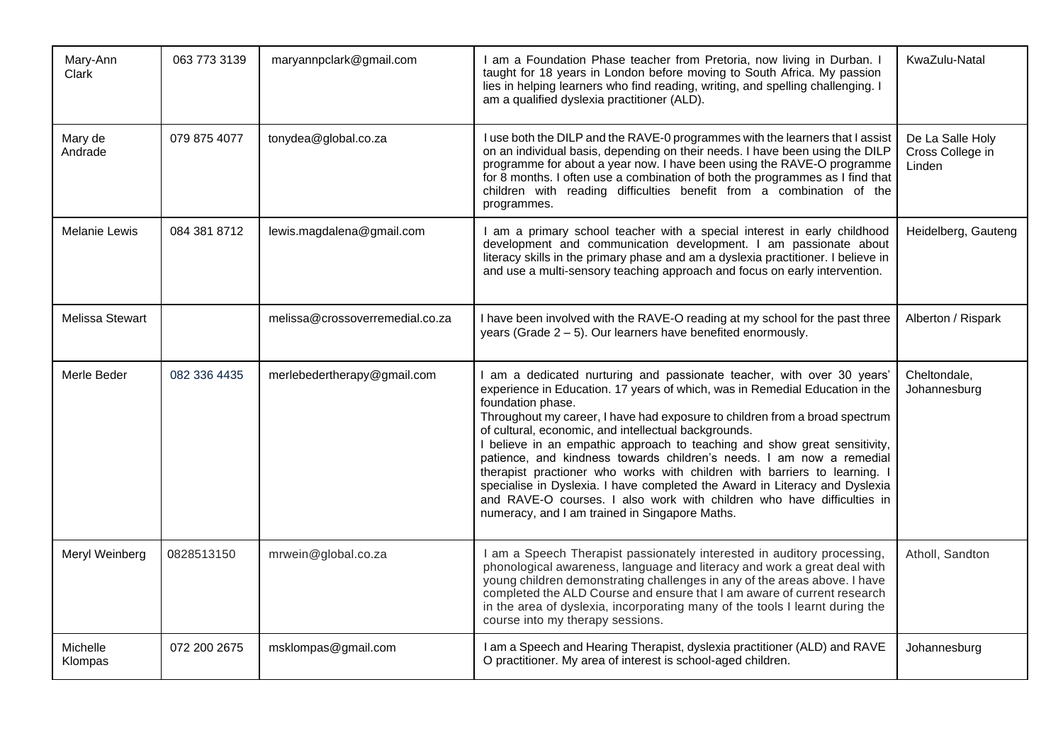| | | | | |
|---|---|---|---|---|
| Mary-Ann Clark | 063 773 3139 | maryannpclark@gmail.com | I am a Foundation Phase teacher from Pretoria, now living in Durban. I taught for 18 years in London before moving to South Africa. My passion lies in helping learners who find reading, writing, and spelling challenging. I am a qualified dyslexia practitioner (ALD). | KwaZulu-Natal |
| Mary de Andrade | 079 875 4077 | tonydea@global.co.za | I use both the DILP and the RAVE-0 programmes with the learners that I assist on an individual basis, depending on their needs. I have been using the DILP programme for about a year now. I have been using the RAVE-O programme for 8 months. I often use a combination of both the programmes as I find that children with reading difficulties benefit from a combination of the programmes. | De La Salle Holy Cross College in Linden |
| Melanie Lewis | 084 381 8712 | lewis.magdalena@gmail.com | I am a primary school teacher with a special interest in early childhood development and communication development. I am passionate about literacy skills in the primary phase and am a dyslexia practitioner. I believe in and use a multi-sensory teaching approach and focus on early intervention. | Heidelberg, Gauteng |
| Melissa Stewart | | melissa@crossoverremedial.co.za | I have been involved with the RAVE-O reading at my school for the past three years (Grade 2 – 5). Our learners have benefited enormously. | Alberton / Rispark |
| Merle Beder | 082 336 4435 | merlebedertherapy@gmail.com | I am a dedicated nurturing and passionate teacher, with over 30 years' experience in Education. 17 years of which, was in Remedial Education in the foundation phase.<br>Throughout my career, I have had exposure to children from a broad spectrum of cultural, economic, and intellectual backgrounds.<br>I believe in an empathic approach to teaching and show great sensitivity, patience, and kindness towards children's needs. I am now a remedial therapist practioner who works with children with barriers to learning. I specialise in Dyslexia. I have completed the Award in Literacy and Dyslexia and RAVE-O courses. I also work with children who have difficulties in numeracy, and I am trained in Singapore Maths. | Cheltondale, Johannesburg |
| Meryl Weinberg | 0828513150 | mrwein@global.co.za | I am a Speech Therapist passionately interested in auditory processing, phonological awareness, language and literacy and work a great deal with young children demonstrating challenges in any of the areas above. I have completed the ALD Course and ensure that I am aware of current research in the area of dyslexia, incorporating many of the tools I learnt during the course into my therapy sessions. | Atholl, Sandton |
| Michelle Klompas | 072 200 2675 | msklompas@gmail.com | I am a Speech and Hearing Therapist, dyslexia practitioner (ALD) and RAVE O practitioner. My area of interest is school-aged children. | Johannesburg |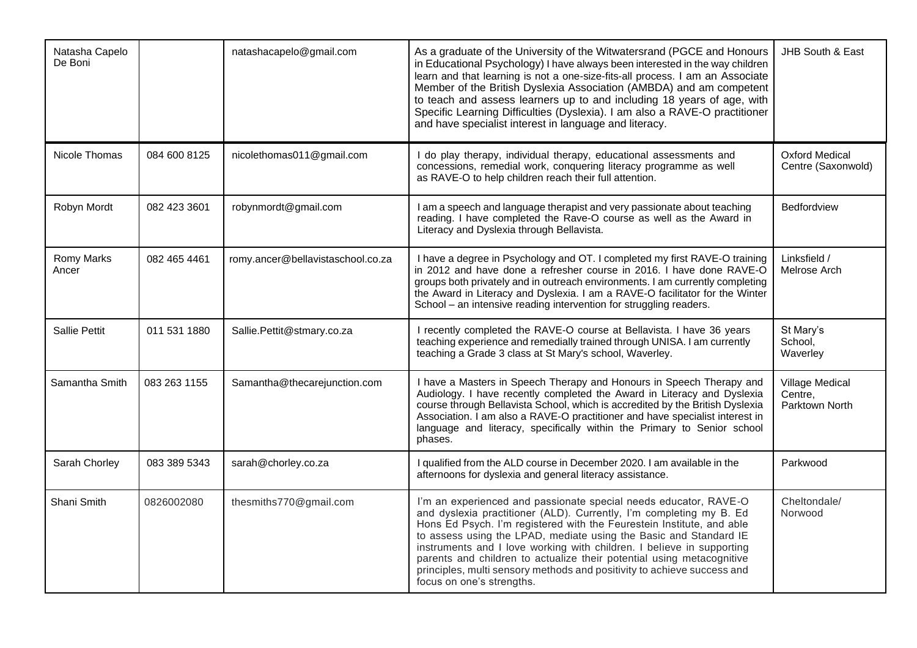| | | | | |
|---|---|---|---|---|
| Natasha Capelo De Boni | | natashacapelo@gmail.com | As a graduate of the University of the Witwatersrand (PGCE and Honours in Educational Psychology) I have always been interested in the way children learn and that learning is not a one-size-fits-all process. I am an Associate Member of the British Dyslexia Association (AMBDA) and am competent to teach and assess learners up to and including 18 years of age, with Specific Learning Difficulties (Dyslexia). I am also a RAVE-O practitioner and have specialist interest in language and literacy. | JHB South & East |
| Nicole Thomas | 084 600 8125 | nicolethomas011@gmail.com | I do play therapy, individual therapy, educational assessments and concessions, remedial work, conquering literacy programme as well as RAVE-O to help children reach their full attention. | Oxford Medical Centre (Saxonwold) |
| Robyn Mordt | 082 423 3601 | robynmordt@gmail.com | I am a speech and language therapist and very passionate about teaching reading. I have completed the Rave-O course as well as the Award in Literacy and Dyslexia through Bellavista. | Bedfordview |
| Romy Marks Ancer | 082 465 4461 | romy.ancer@bellavistaschool.co.za | I have a degree in Psychology and OT. I completed my first RAVE-O training in 2012 and have done a refresher course in 2016. I have done RAVE-O groups both privately and in outreach environments. I am currently completing the Award in Literacy and Dyslexia. I am a RAVE-O facilitator for the Winter School – an intensive reading intervention for struggling readers. | Linksfield / Melrose Arch |
| Sallie Pettit | 011 531 1880 | Sallie.Pettit@stmary.co.za | I recently completed the RAVE-O course at Bellavista. I have 36 years teaching experience and remedially trained through UNISA. I am currently teaching a Grade 3 class at St Mary's school, Waverley. | St Mary's School, Waverley |
| Samantha Smith | 083 263 1155 | Samantha@thecarejunction.com | I have a Masters in Speech Therapy and Honours in Speech Therapy and Audiology. I have recently completed the Award in Literacy and Dyslexia course through Bellavista School, which is accredited by the British Dyslexia Association. I am also a RAVE-O practitioner and have specialist interest in language and literacy, specifically within the Primary to Senior school phases. | Village Medical Centre, Parktown North |
| Sarah Chorley | 083 389 5343 | sarah@chorley.co.za | I qualified from the ALD course in December 2020. I am available in the afternoons for dyslexia and general literacy assistance. | Parkwood |
| Shani Smith | 0826002080 | thesmiths770@gmail.com | I'm an experienced and passionate special needs educator, RAVE-O and dyslexia practitioner (ALD). Currently, I'm completing my B. Ed Hons Ed Psych. I'm registered with the Feurestein Institute, and able to assess using the LPAD, mediate using the Basic and Standard IE instruments and I love working with children. I believe in supporting parents and children to actualize their potential using metacognitive principles, multi sensory methods and positivity to achieve success and focus on one's strengths. | Cheltondale/ Norwood |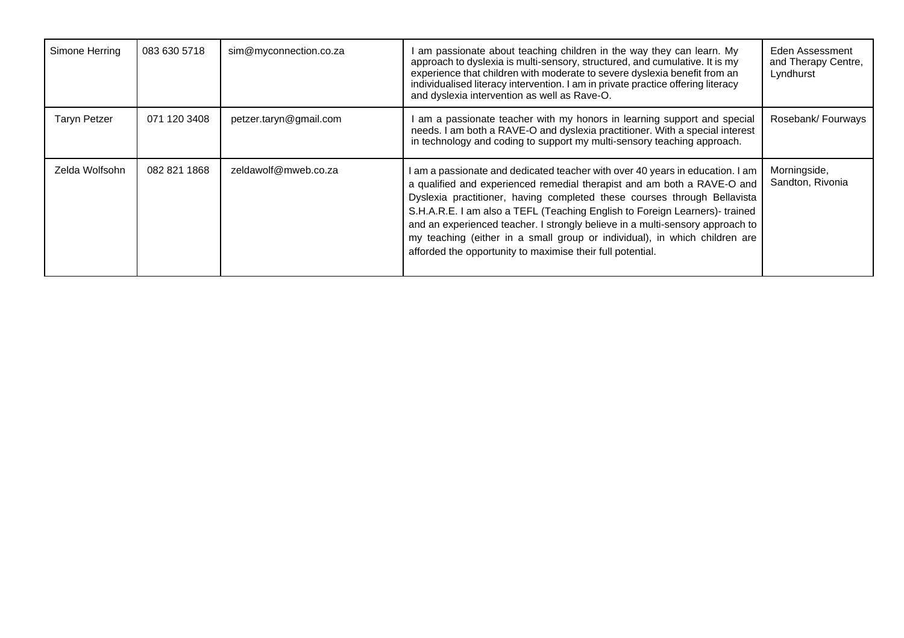| | | | | |
|---|---|---|---|---|
| Simone Herring | 083 630 5718 | sim@myconnection.co.za | I am passionate about teaching children in the way they can learn. My approach to dyslexia is multi-sensory, structured, and cumulative. It is my experience that children with moderate to severe dyslexia benefit from an individualised literacy intervention. I am in private practice offering literacy and dyslexia intervention as well as Rave-O. | Eden Assessment and Therapy Centre, Lyndhurst |
| Taryn Petzer | 071 120 3408 | petzer.taryn@gmail.com | I am a passionate teacher with my honors in learning support and special needs. I am both a RAVE-O and dyslexia practitioner. With a special interest in technology and coding to support my multi-sensory teaching approach. | Rosebank/ Fourways |
| Zelda Wolfsohn | 082 821 1868 | zeldawolf@mweb.co.za | I am a passionate and dedicated teacher with over 40 years in education. I am a qualified and experienced remedial therapist and am both a RAVE-O and Dyslexia practitioner, having completed these courses through Bellavista S.H.A.R.E. I am also a TEFL (Teaching English to Foreign Learners)- trained and an experienced teacher. I strongly believe in a multi-sensory approach to my teaching (either in a small group or individual), in which children are afforded the opportunity to maximise their full potential. | Morningside, Sandton, Rivonia |